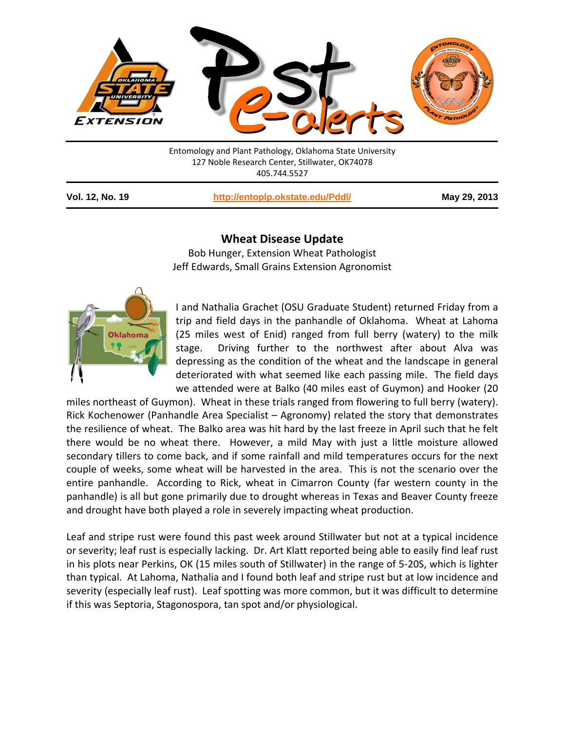Entomology and Plant Pathology, Oklahoma State University
127 Noble Research Center, Stillwater, OK74078
405.744.5527

**Vol. 12, No. 19** | **http://entoplp.okstate.edu/Pddl/** | **May 29, 2013**

## Wheat Disease Update

Bob Hunger, Extension Wheat Pathologist
Jeff Edwards, Small Grains Extension Agronomist

I and Nathalia Grachet (OSU Graduate Student) returned Friday from a trip and field days in the panhandle of Oklahoma. Wheat at Lahoma (25 miles west of Enid) ranged from full berry (watery) to the milk stage. Driving further to the northwest after about Alva was depressing as the condition of the wheat and the landscape in general deteriorated with what seemed like each passing mile. The field days we attended were at Balko (40 miles east of Guymon) and Hooker (20 miles northeast of Guymon). Wheat in these trials ranged from flowering to full berry (watery). Rick Kochenower (Panhandle Area Specialist – Agronomy) related the story that demonstrates the resilience of wheat. The Balko area was hit hard by the last freeze in April such that he felt there would be no wheat there. However, a mild May with just a little moisture allowed secondary tillers to come back, and if some rainfall and mild temperatures occurs for the next couple of weeks, some wheat will be harvested in the area. This is not the scenario over the entire panhandle. According to Rick, wheat in Cimarron County (far western county in the panhandle) is all but gone primarily due to drought whereas in Texas and Beaver County freeze and drought have both played a role in severely impacting wheat production.

Leaf and stripe rust were found this past week around Stillwater but not at a typical incidence or severity; leaf rust is especially lacking. Dr. Art Klatt reported being able to easily find leaf rust in his plots near Perkins, OK (15 miles south of Stillwater) in the range of 5-20S, which is lighter than typical. At Lahoma, Nathalia and I found both leaf and stripe rust but at low incidence and severity (especially leaf rust). Leaf spotting was more common, but it was difficult to determine if this was Septoria, Stagonospora, tan spot and/or physiological.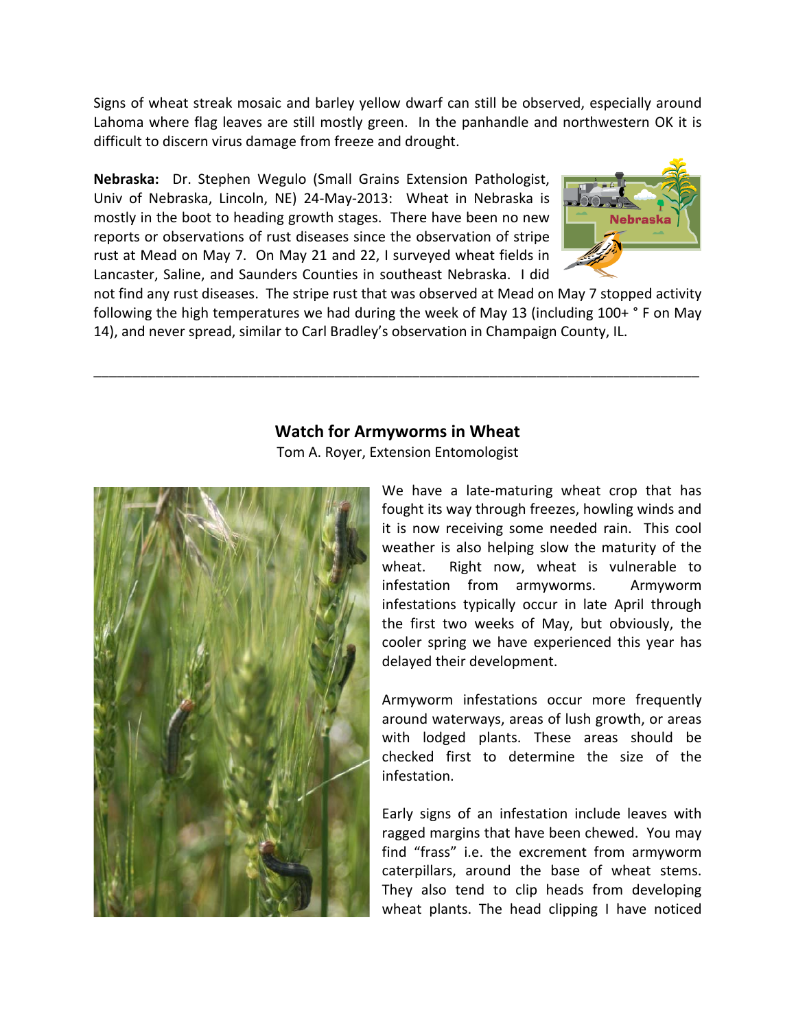Signs of wheat streak mosaic and barley yellow dwarf can still be observed, especially around Lahoma where flag leaves are still mostly green. In the panhandle and northwestern OK it is difficult to discern virus damage from freeze and drought.

**Nebraska:** Dr. Stephen Wegulo (Small Grains Extension Pathologist, Univ of Nebraska, Lincoln, NE) 24-May-2013: Wheat in Nebraska is mostly in the boot to heading growth stages. There have been no new reports or observations of rust diseases since the observation of stripe rust at Mead on May 7. On May 21 and 22, I surveyed wheat fields in Lancaster, Saline, and Saunders Counties in southeast Nebraska. I did not find any rust diseases. The stripe rust that was observed at Mead on May 7 stopped activity following the high temperatures we had during the week of May 13 (including 100+ ° F on May 14), and never spread, similar to Carl Bradley's observation in Champaign County, IL.

---

## Watch for Armyworms in Wheat

Tom A. Royer, Extension Entomologist

We have a late-maturing wheat crop that has fought its way through freezes, howling winds and it is now receiving some needed rain. This cool weather is also helping slow the maturity of the wheat. Right now, wheat is vulnerable to infestation from armyworms. Armyworm infestations typically occur in late April through the first two weeks of May, but obviously, the cooler spring we have experienced this year has delayed their development.

Armyworm infestations occur more frequently around waterways, areas of lush growth, or areas with lodged plants. These areas should be checked first to determine the size of the infestation.

Early signs of an infestation include leaves with ragged margins that have been chewed. You may find "frass" i.e. the excrement from armyworm caterpillars, around the base of wheat stems. They also tend to clip heads from developing wheat plants. The head clipping I have noticed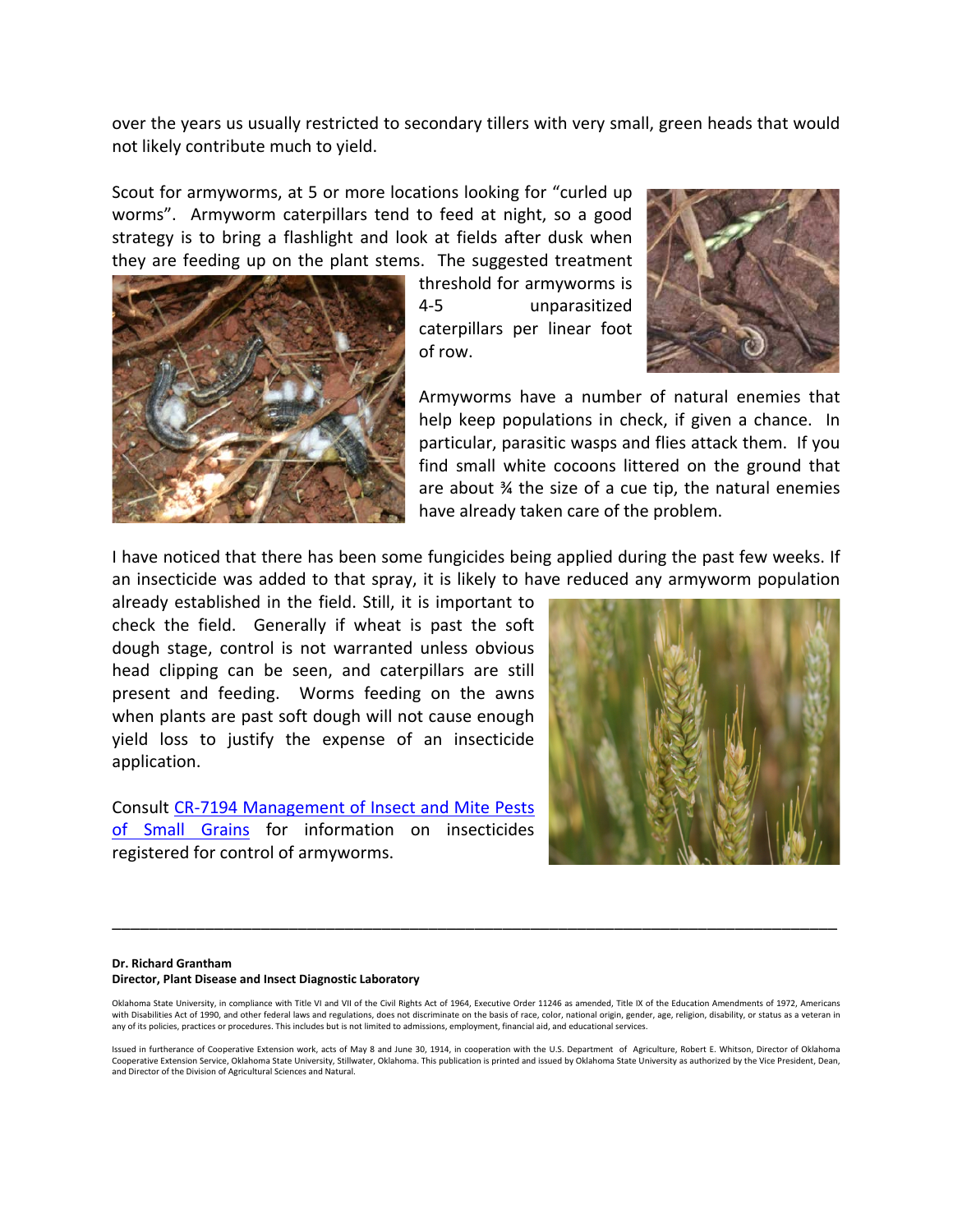over the years us usually restricted to secondary tillers with very small, green heads that would not likely contribute much to yield.

Scout for armyworms, at 5 or more locations looking for "curled up worms". Armyworm caterpillars tend to feed at night, so a good strategy is to bring a flashlight and look at fields after dusk when they are feeding up on the plant stems. The suggested treatment threshold for armyworms is 4-5 unparasitized caterpillars per linear foot of row.

Armyworms have a number of natural enemies that help keep populations in check, if given a chance. In particular, parasitic wasps and flies attack them. If you find small white cocoons littered on the ground that are about ¾ the size of a cue tip, the natural enemies have already taken care of the problem.

I have noticed that there has been some fungicides being applied during the past few weeks. If an insecticide was added to that spray, it is likely to have reduced any armyworm population already established in the field. Still, it is important to check the field. Generally if wheat is past the soft dough stage, control is not warranted unless obvious head clipping can be seen, and caterpillars are still present and feeding. Worms feeding on the awns when plants are past soft dough will not cause enough yield loss to justify the expense of an insecticide application.

Consult [CR-7194 Management of Insect and Mite Pests of Small Grains] for information on insecticides registered for control of armyworms.

---

**Dr. Richard Grantham**
**Director, Plant Disease and Insect Diagnostic Laboratory**

Oklahoma State University, in compliance with Title VI and VII of the Civil Rights Act of 1964, Executive Order 11246 as amended, Title IX of the Education Amendments of 1972, Americans with Disabilities Act of 1990, and other federal laws and regulations, does not discriminate on the basis of race, color, national origin, gender, age, religion, disability, or status as a veteran in any of its policies, practices or procedures. This includes but is not limited to admissions, employment, financial aid, and educational services.

Issued in furtherance of Cooperative Extension work, acts of May 8 and June 30, 1914, in cooperation with the U.S. Department of Agriculture, Robert E. Whitson, Director of Oklahoma Cooperative Extension Service, Oklahoma State University, Stillwater, Oklahoma. This publication is printed and issued by Oklahoma State University as authorized by the Vice President, Dean, and Director of the Division of Agricultural Sciences and Natural.